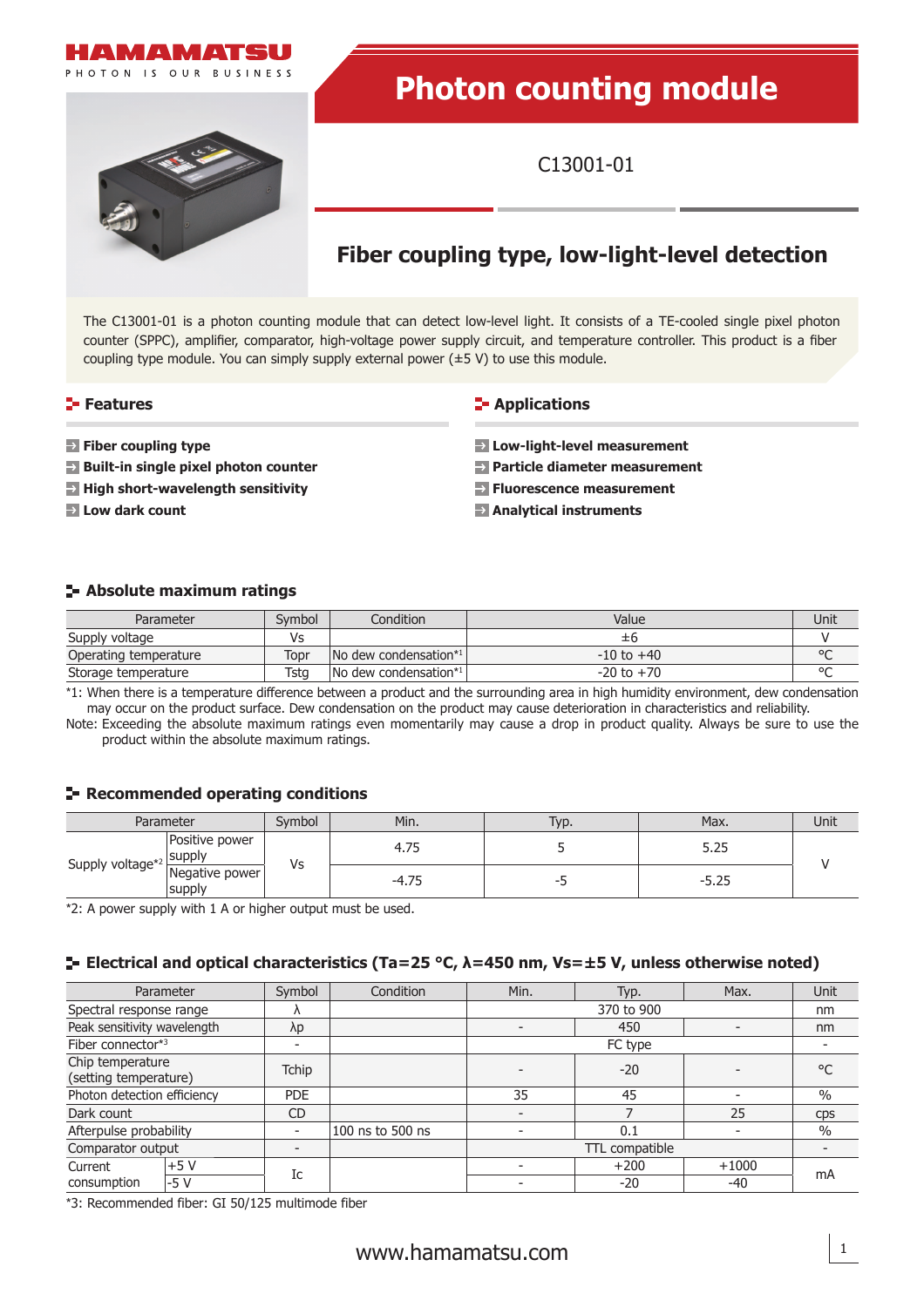HAMAMATSU

PHOTON IS OUR BUSINESS

# Photon counting module

C13001-01

## Fiber coupling type, low-light-level detection

The C13001-01 is a photon counting module that can detect low-level light. It consists of a TE-cooled single pixel photon counter (SPPC), amplifier, comparator, high-voltage power supply circuit, and temperature controller. This product is a fiber coupling type module. You can simply supply external power (±5 V) to use this module.

### Features

- **Fiber coupling type**
- **Built-in single pixel photon counter**
- **High short-wavelength sensitivity**
- **Low dark count**

### Applications

- **Low-light-level measurement**
- **Particle diameter measurement**
- **Fluorescence measurement**
- **Analytical instruments**

### Absolute maximum ratings

| Parameter | Symbol | Condition | Value | Unit |
|---|---|---|---|---|
| Supply voltage | Vs | | ±6 | V |
| Operating temperature | Topr | No dew condensation*1 | -10 to +40 | °C |
| Storage temperature | Tstg | No dew condensation*1 | -20 to +70 | °C |

*1: When there is a temperature difference between a product and the surrounding area in high humidity environment, dew condensation may occur on the product surface. Dew condensation on the product may cause deterioration in characteristics and reliability.

Note: Exceeding the absolute maximum ratings even momentarily may cause a drop in product quality. Always be sure to use the product within the absolute maximum ratings.

### Recommended operating conditions

| Parameter | | Symbol | Min. | Typ. | Max. | Unit |
|---|---|---|---|---|---|---|
| Supply voltage*2 | Positive power supply | Vs | 4.75 | 5 | 5.25 | V |
| | Negative power supply | | -4.75 | -5 | -5.25 | |

*2: A power supply with 1 A or higher output must be used.

### Electrical and optical characteristics (Ta=25 °C, λ=450 nm, Vs=±5 V, unless otherwise noted)

| Parameter | | Symbol | Condition | Min. | Typ. | Max. | Unit |
|---|---|---|---|---|---|---|---|
| Spectral response range | | λ | | | 370 to 900 | | nm |
| Peak sensitivity wavelength | | λp | | - | 450 | - | nm |
| Fiber connector*3 | | - | | | FC type | | - |
| Chip temperature (setting temperature) | | Tchip | | - | -20 | - | °C |
| Photon detection efficiency | | PDE | | 35 | 45 | - | % |
| Dark count | | CD | | - | 7 | 25 | cps |
| Afterpulse probability | | - | 100 ns to 500 ns | - | 0.1 | - | % |
| Comparator output | | - | | | TTL compatible | | - |
| Current consumption | +5 V | Ic | | - | +200 | +1000 | mA |
| | -5 V | | | - | -20 | -40 | |

*3: Recommended fiber: GI 50/125 multimode fiber

www.hamamatsu.com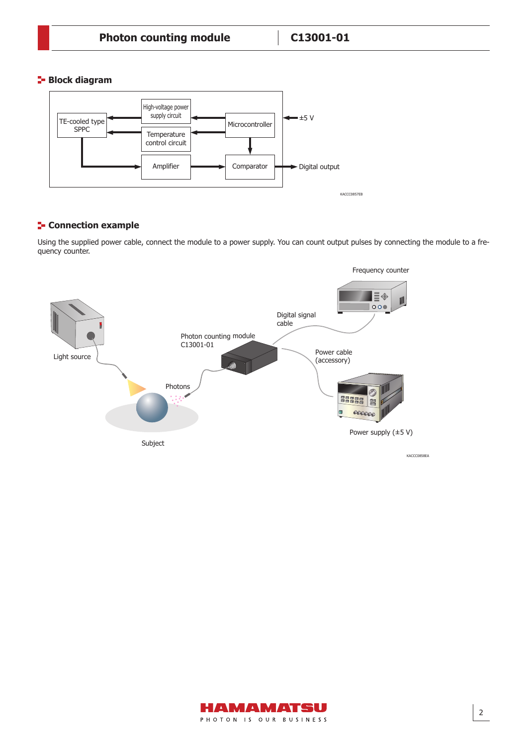## Block diagram

TE-cooled type SPPC

High-voltage power supply circuit

Temperature control circuit

Microcontroller

±5 V

Amplifier

Comparator

Digital output

KACCC0857EB

## Connection example

Using the supplied power cable, connect the module to a power supply. You can count output pulses by connecting the module to a frequency counter.

Frequency counter

Digital signal cable

Photon counting module C13001-01

Light source

Power cable (accessory)

Photons

Subject

Power supply (±5 V)

KACCC0858EA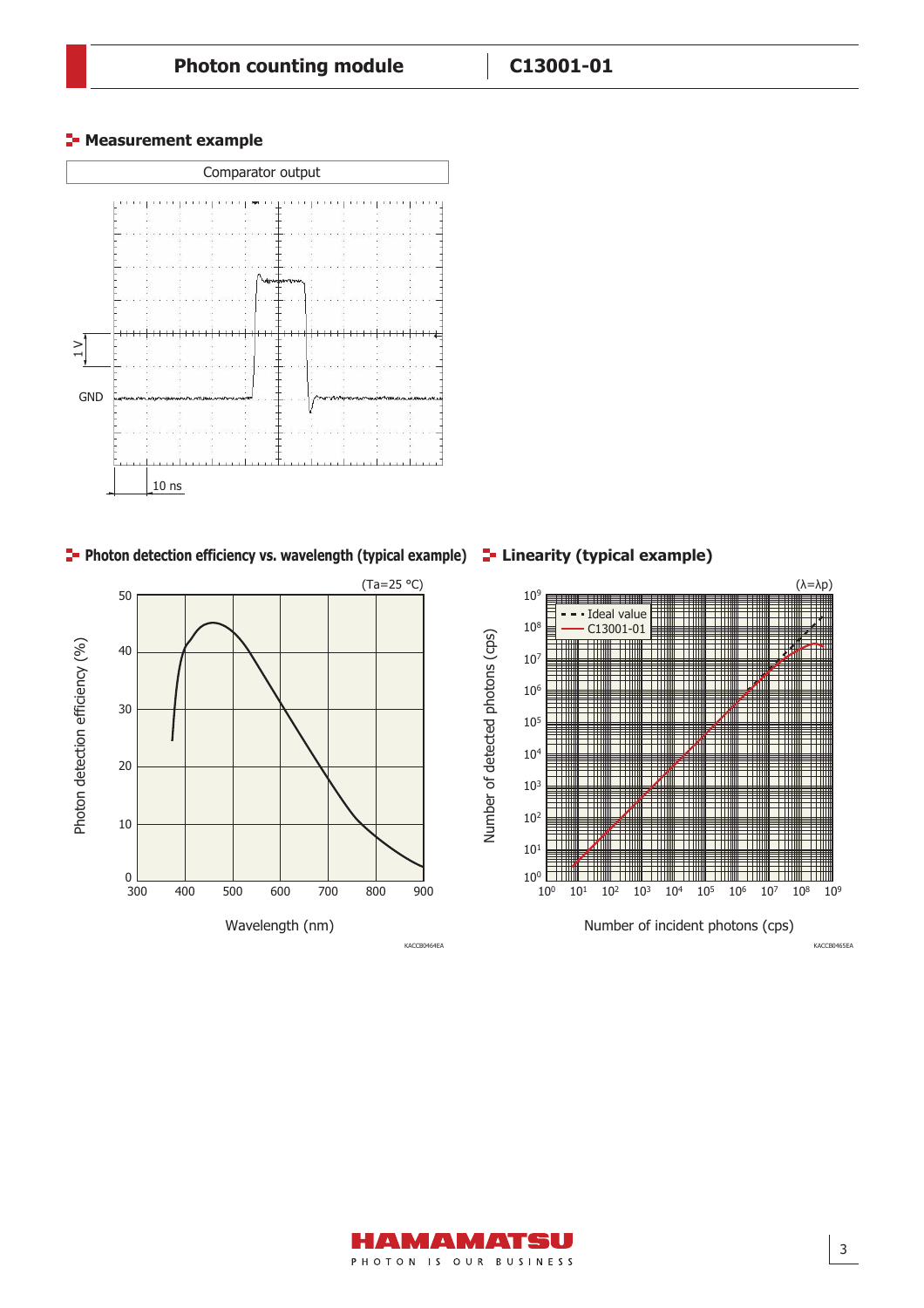## Measurement example

Comparator output

1 V

GND

10 ns

## Photon detection efficiency vs. wavelength (typical example)

(Ta=25 °C)

Photon detection efficiency (%)

Wavelength (nm)

KACCB0464EA

## Linearity (typical example)

(λ=λp)

Ideal value

C13001-01

Number of detected photons (cps)

Number of incident photons (cps)

KACCB0465EA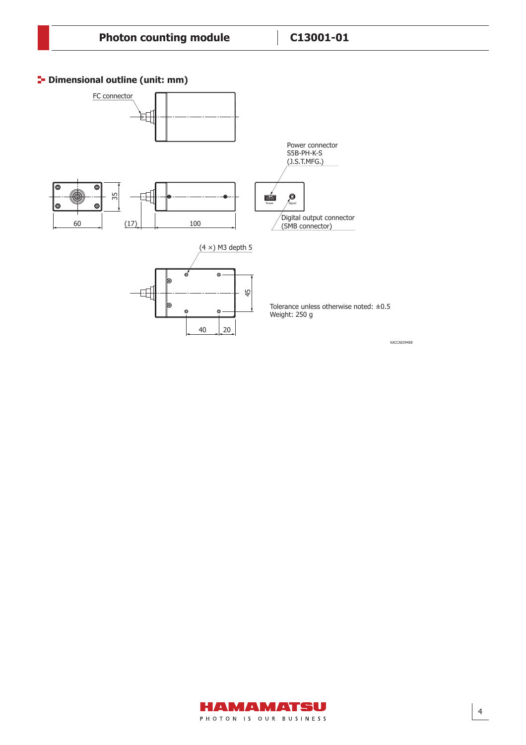## Dimensional outline (unit: mm)

FC connector

Power connector
S5B-PH-K-S
(J.S.T.MFG.)

Power

Signal

Digital output connector
(SMB connector)

35

60

(17)

100

(4 ×) M3 depth 5

45

40

20

Tolerance unless otherwise noted: ±0.5
Weight: 250 g

KACCA0394EB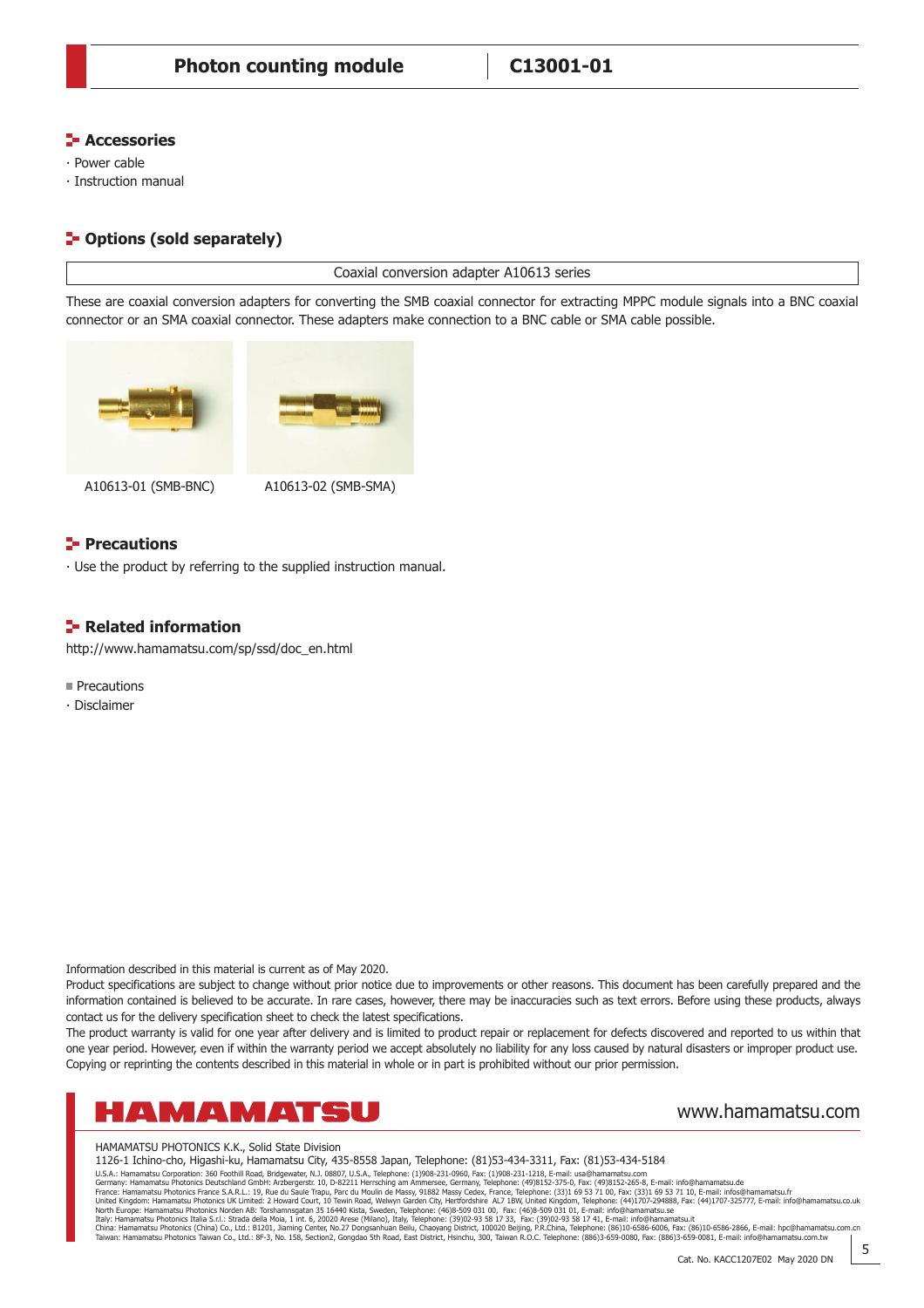## Accessories

- Power cable
- Instruction manual

## Options (sold separately)

| Coaxial conversion adapter A10613 series |
| --- |

These are coaxial conversion adapters for converting the SMB coaxial connector for extracting MPPC module signals into a BNC coaxial connector or an SMA coaxial connector. These adapters make connection to a BNC cable or SMA cable possible.

A10613-01 (SMB-BNC)

A10613-02 (SMB-SMA)

## Precautions

- Use the product by referring to the supplied instruction manual.

## Related information

http://www.hamamatsu.com/sp/ssd/doc_en.html

■ Precautions
- Disclaimer

Information described in this material is current as of May 2020.
Product specifications are subject to change without prior notice due to improvements or other reasons. This document has been carefully prepared and the information contained is believed to be accurate. In rare cases, however, there may be inaccuracies such as text errors. Before using these products, always contact us for the delivery specification sheet to check the latest specifications.
The product warranty is valid for one year after delivery and is limited to product repair or replacement for defects discovered and reported to us within that one year period. However, even if within the warranty period we accept absolutely no liability for any loss caused by natural disasters or improper product use.
Copying or reprinting the contents described in this material in whole or in part is prohibited without our prior permission.

**HAMAMATSU**

www.hamamatsu.com

HAMAMATSU PHOTONICS K.K., Solid State Division
1126-1 Ichino-cho, Higashi-ku, Hamamatsu City, 435-8558 Japan, Telephone: (81)53-434-3311, Fax: (81)53-434-5184
U.S.A.: Hamamatsu Corporation: 360 Foothill Road, Bridgewater, N.J. 08807, U.S.A., Telephone: (1)908-231-0960, Fax: (1)908-231-1218, E-mail: usa@hamamatsu.com
Germany: Hamamatsu Photonics Deutschland GmbH: Arzbergerstr. 10, D-82211 Herrsching am Ammersee, Germany, Telephone: (49)8152-375-0, Fax: (49)8152-265-8, E-mail: info@hamamatsu.de
France: Hamamatsu Photonics France S.A.R.L.: 19, Rue du Saule Trapu, Parc du Moulin de Massy, 91882 Massy Cedex, France, Telephone: (33)1 69 53 71 00, Fax: (33)1 69 53 71 10, E-mail: infos@hamamatsu.fr
United Kingdom: Hamamatsu Photonics UK Limited: 2 Howard Court, 10 Tewin Road, Welwyn Garden City, Hertfordshire AL7 1BW, United Kingdom, Telephone: (44)1707-294888, Fax: (44)1707-325777, E-mail: info@hamamatsu.co.uk
North Europe: Hamamatsu Photonics Norden AB: Torshamnsgatan 35 16440 Kista, Sweden, Telephone: (46)8-509 031 00, Fax: (46)8-509 031 01, E-mail: info@hamamatsu.se
Italy: Hamamatsu Photonics Italia S.r.l.: Strada della Moia, 1 int. 6, 20020 Arese (Milano), Italy, Telephone: (39)02-93 58 17 33, Fax: (39)02-93 58 17 41, E-mail: info@hamamatsu.it
China: Hamamatsu Photonics (China) Co., Ltd.: B1201, Jiaming Center, No.27 Dongsanhuan Beilu, Chaoyang District, 100020 Beijing, P.R.China, Telephone: (86)10-6586-6006, Fax: (86)10-6586-2866, E-mail: hpc@hamamatsu.com.cn
Taiwan: Hamamatsu Photonics Taiwan Co., Ltd.: 8F-3, No. 158, Section2, Gongdao 5th Road, East District, Hsinchu, 300, Taiwan R.O.C. Telephone: (886)3-659-0080, Fax: (886)3-659-0081, E-mail: info@hamamatsu.com.tw

Cat. No. KACC1207E02 May 2020 DN